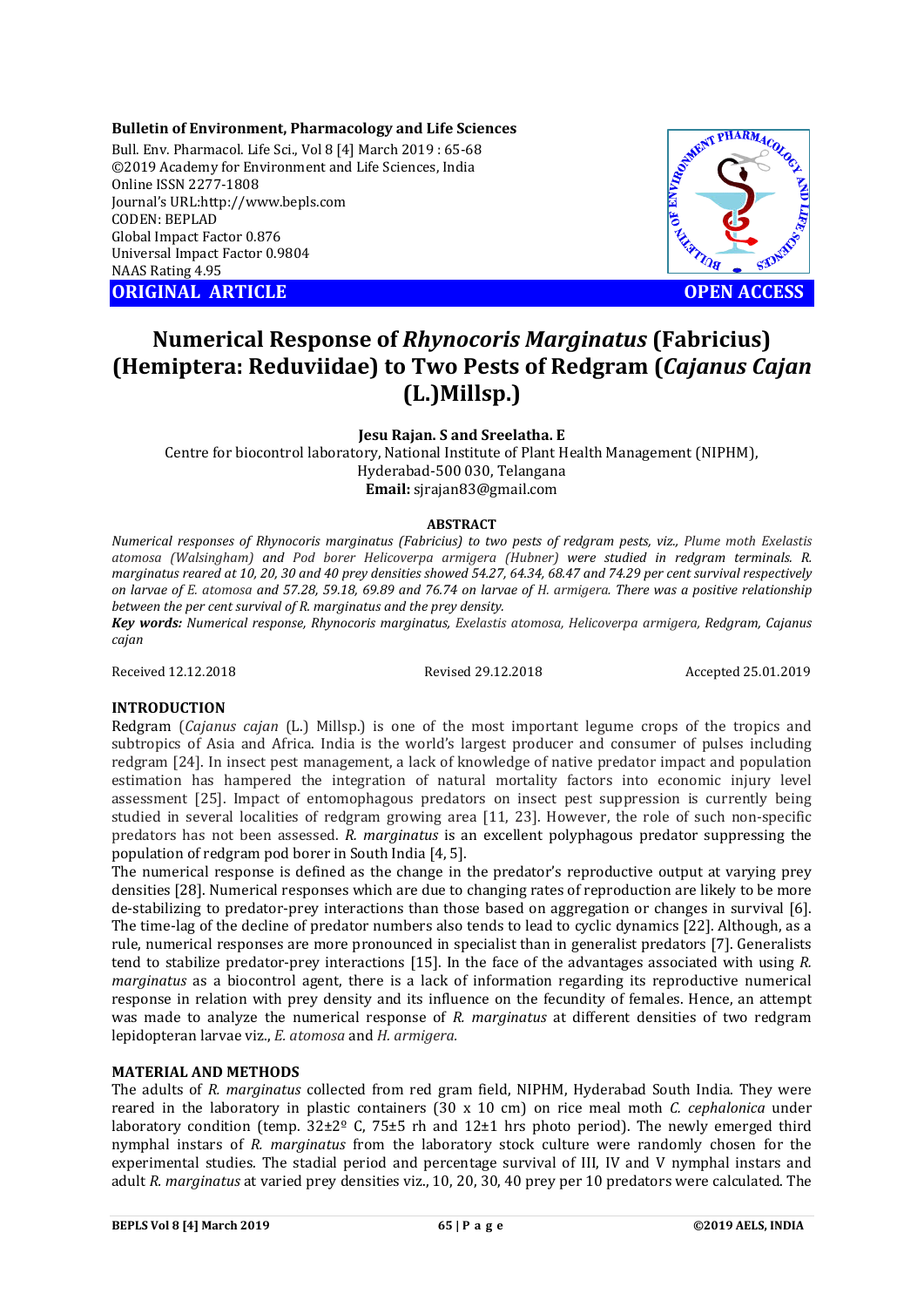**Bulletin of Environment, Pharmacology and Life Sciences**

Bull. Env. Pharmacol. Life Sci., Vol 8 [4] March 2019 : 65-68
©2019 Academy for Environment and Life Sciences, India
Online ISSN 2277-1808
Journal's URL:http://www.bepls.com
CODEN: BEPLAD
Global Impact Factor 0.876
Universal Impact Factor 0.9804
NAAS Rating 4.95

**ORIGINAL ARTICLE** **OPEN ACCESS**

# Numerical Response of *Rhynocoris Marginatus* (Fabricius) (Hemiptera: Reduviidae) to Two Pests of Redgram (*Cajanus Cajan* (L.)Millsp.)

**Jesu Rajan. S and Sreelatha. E**

Centre for biocontrol laboratory, National Institute of Plant Health Management (NIPHM), Hyderabad-500 030, Telangana

**Email:** sjrajan83@gmail.com

## ABSTRACT

*Numerical responses of Rhynocoris marginatus (Fabricius) to two pests of redgram pests, viz., Plume moth Exelastis atomosa (Walsingham) and Pod borer Helicoverpa armigera (Hubner) were studied in redgram terminals. R. marginatus reared at 10, 20, 30 and 40 prey densities showed 54.27, 64.34, 68.47 and 74.29 per cent survival respectively on larvae of E. atomosa and 57.28, 59.18, 69.89 and 76.74 on larvae of H. armigera. There was a positive relationship between the per cent survival of R. marginatus and the prey density.*

***Key words:*** *Numerical response, Rhynocoris marginatus, Exelastis atomosa, Helicoverpa armigera, Redgram, Cajanus cajan*

Received 12.12.2018 Revised 29.12.2018 Accepted 25.01.2019

## INTRODUCTION

Redgram (*Cajanus cajan* (L.) Millsp.) is one of the most important legume crops of the tropics and subtropics of Asia and Africa. India is the world's largest producer and consumer of pulses including redgram [24]. In insect pest management, a lack of knowledge of native predator impact and population estimation has hampered the integration of natural mortality factors into economic injury level assessment [25]. Impact of entomophagous predators on insect pest suppression is currently being studied in several localities of redgram growing area [11, 23]. However, the role of such non-specific predators has not been assessed. *R. marginatus* is an excellent polyphagous predator suppressing the population of redgram pod borer in South India [4, 5].

The numerical response is defined as the change in the predator's reproductive output at varying prey densities [28]. Numerical responses which are due to changing rates of reproduction are likely to be more de-stabilizing to predator-prey interactions than those based on aggregation or changes in survival [6]. The time-lag of the decline of predator numbers also tends to lead to cyclic dynamics [22]. Although, as a rule, numerical responses are more pronounced in specialist than in generalist predators [7]. Generalists tend to stabilize predator-prey interactions [15]. In the face of the advantages associated with using *R. marginatus* as a biocontrol agent, there is a lack of information regarding its reproductive numerical response in relation with prey density and its influence on the fecundity of females. Hence, an attempt was made to analyze the numerical response of *R. marginatus* at different densities of two redgram lepidopteran larvae viz., *E. atomosa* and *H. armigera.*

## MATERIAL AND METHODS

The adults of *R. marginatus* collected from red gram field, NIPHM, Hyderabad South India. They were reared in the laboratory in plastic containers (30 x 10 cm) on rice meal moth *C. cephalonica* under laboratory condition (temp. 32±2º C, 75±5 rh and 12±1 hrs photo period). The newly emerged third nymphal instars of *R. marginatus* from the laboratory stock culture were randomly chosen for the experimental studies. The stadial period and percentage survival of III, IV and V nymphal instars and adult *R. marginatus* at varied prey densities viz., 10, 20, 30, 40 prey per 10 predators were calculated. The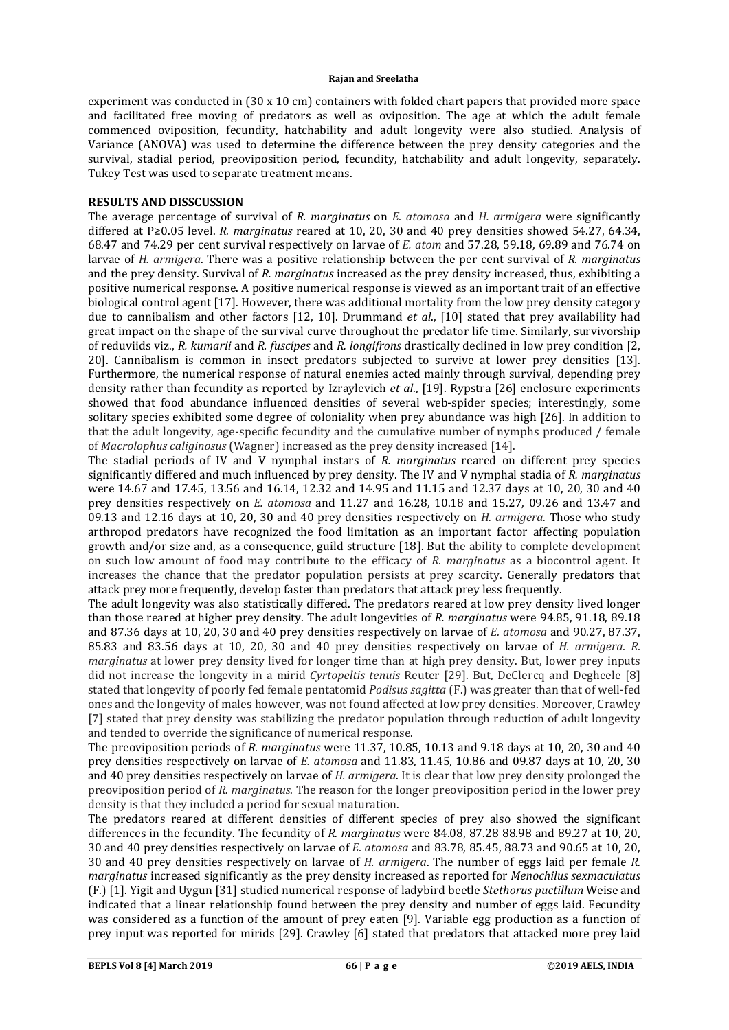experiment was conducted in (30 x 10 cm) containers with folded chart papers that provided more space and facilitated free moving of predators as well as oviposition. The age at which the adult female commenced oviposition, fecundity, hatchability and adult longevity were also studied. Analysis of Variance (ANOVA) was used to determine the difference between the prey density categories and the survival, stadial period, preoviposition period, fecundity, hatchability and adult longevity, separately. Tukey Test was used to separate treatment means.

## RESULTS AND DISSCUSSION

The average percentage of survival of *R. marginatus* on *E. atomosa* and *H. armigera* were significantly differed at P≥0.05 level. *R. marginatus* reared at 10, 20, 30 and 40 prey densities showed 54.27, 64.34, 68.47 and 74.29 per cent survival respectively on larvae of *E. atom* and 57.28, 59.18, 69.89 and 76.74 on larvae of *H. armigera*. There was a positive relationship between the per cent survival of *R. marginatus* and the prey density. Survival of *R. marginatus* increased as the prey density increased, thus, exhibiting a positive numerical response. A positive numerical response is viewed as an important trait of an effective biological control agent [17]. However, there was additional mortality from the low prey density category due to cannibalism and other factors [12, 10]. Drummand *et al*., [10] stated that prey availability had great impact on the shape of the survival curve throughout the predator life time. Similarly, survivorship of reduviids viz., *R. kumarii* and *R. fuscipes* and *R. longifrons* drastically declined in low prey condition [2, 20]. Cannibalism is common in insect predators subjected to survive at lower prey densities [13]. Furthermore, the numerical response of natural enemies acted mainly through survival, depending prey density rather than fecundity as reported by Izraylevich *et al*., [19]. Rypstra [26] enclosure experiments showed that food abundance influenced densities of several web-spider species; interestingly, some solitary species exhibited some degree of coloniality when prey abundance was high [26]. In addition to that the adult longevity, age-specific fecundity and the cumulative number of nymphs produced / female of *Macrolophus caliginosus* (Wagner) increased as the prey density increased [14].

The stadial periods of IV and V nymphal instars of *R. marginatus* reared on different prey species significantly differed and much influenced by prey density. The IV and V nymphal stadia of *R. marginatus* were 14.67 and 17.45, 13.56 and 16.14, 12.32 and 14.95 and 11.15 and 12.37 days at 10, 20, 30 and 40 prey densities respectively on *E. atomosa* and 11.27 and 16.28, 10.18 and 15.27, 09.26 and 13.47 and 09.13 and 12.16 days at 10, 20, 30 and 40 prey densities respectively on *H. armigera.* Those who study arthropod predators have recognized the food limitation as an important factor affecting population growth and/or size and, as a consequence, guild structure [18]. But the ability to complete development on such low amount of food may contribute to the efficacy of *R. marginatus* as a biocontrol agent. It increases the chance that the predator population persists at prey scarcity. Generally predators that attack prey more frequently, develop faster than predators that attack prey less frequently.

The adult longevity was also statistically differed. The predators reared at low prey density lived longer than those reared at higher prey density. The adult longevities of *R. marginatus* were 94.85, 91.18, 89.18 and 87.36 days at 10, 20, 30 and 40 prey densities respectively on larvae of *E. atomosa* and 90.27, 87.37, 85.83 and 83.56 days at 10, 20, 30 and 40 prey densities respectively on larvae of *H. armigera. R. marginatus* at lower prey density lived for longer time than at high prey density. But, lower prey inputs did not increase the longevity in a mirid *Cyrtopeltis tenuis* Reuter [29]. But, DeClercq and Degheele [8] stated that longevity of poorly fed female pentatomid *Podisus sagitta* (F.) was greater than that of well-fed ones and the longevity of males however, was not found affected at low prey densities. Moreover, Crawley [7] stated that prey density was stabilizing the predator population through reduction of adult longevity and tended to override the significance of numerical response.

The preoviposition periods of *R. marginatus* were 11.37, 10.85, 10.13 and 9.18 days at 10, 20, 30 and 40 prey densities respectively on larvae of *E. atomosa* and 11.83, 11.45, 10.86 and 09.87 days at 10, 20, 30 and 40 prey densities respectively on larvae of *H. armigera*. It is clear that low prey density prolonged the preoviposition period of *R. marginatus*. The reason for the longer preoviposition period in the lower prey density is that they included a period for sexual maturation.

The predators reared at different densities of different species of prey also showed the significant differences in the fecundity. The fecundity of *R. marginatus* were 84.08, 87.28 88.98 and 89.27 at 10, 20, 30 and 40 prey densities respectively on larvae of *E. atomosa* and 83.78, 85.45, 88.73 and 90.65 at 10, 20, 30 and 40 prey densities respectively on larvae of *H. armigera*. The number of eggs laid per female *R. marginatus* increased significantly as the prey density increased as reported for *Menochilus sexmaculatus* (F.) [1]. Yigit and Uygun [31] studied numerical response of ladybird beetle *Stethorus puctillum* Weise and indicated that a linear relationship found between the prey density and number of eggs laid. Fecundity was considered as a function of the amount of prey eaten [9]. Variable egg production as a function of prey input was reported for mirids [29]. Crawley [6] stated that predators that attacked more prey laid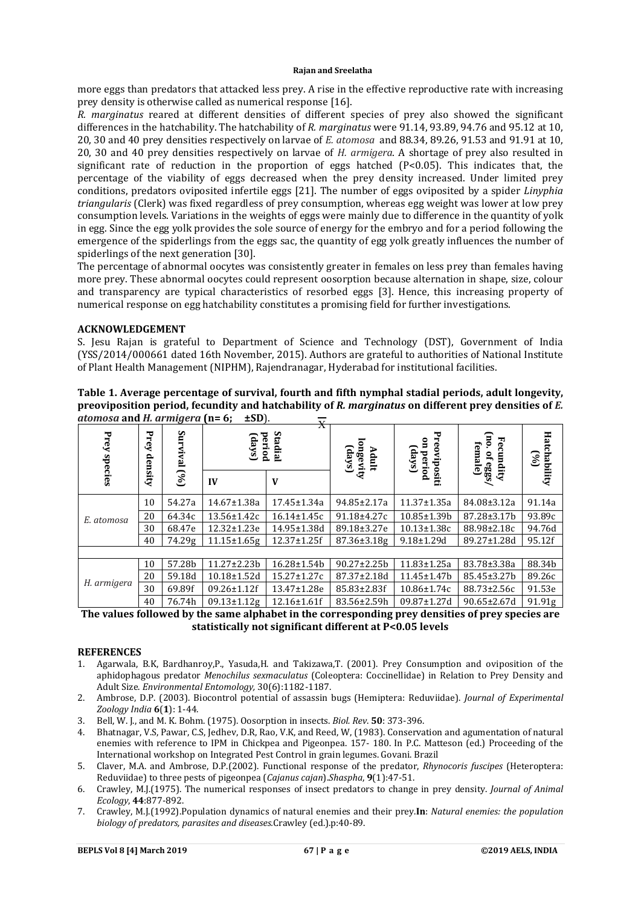more eggs than predators that attacked less prey. A rise in the effective reproductive rate with increasing prey density is otherwise called as numerical response [16].

*R. marginatus* reared at different densities of different species of prey also showed the significant differences in the hatchability. The hatchability of *R. marginatus* were 91.14, 93.89, 94.76 and 95.12 at 10, 20, 30 and 40 prey densities respectively on larvae of *E. atomosa* and 88.34, 89.26, 91.53 and 91.91 at 10, 20, 30 and 40 prey densities respectively on larvae of *H. armigera*. A shortage of prey also resulted in significant rate of reduction in the proportion of eggs hatched (P<0.05). This indicates that, the percentage of the viability of eggs decreased when the prey density increased. Under limited prey conditions, predators oviposited infertile eggs [21]. The number of eggs oviposited by a spider *Linyphia triangularis* (Clerk) was fixed regardless of prey consumption, whereas egg weight was lower at low prey consumption levels. Variations in the weights of eggs were mainly due to difference in the quantity of yolk in egg. Since the egg yolk provides the sole source of energy for the embryo and for a period following the emergence of the spiderlings from the eggs sac, the quantity of egg yolk greatly influences the number of spiderlings of the next generation [30].

The percentage of abnormal oocytes was consistently greater in females on less prey than females having more prey. These abnormal oocytes could represent oosorption because alternation in shape, size, colour and transparency are typical characteristics of resorbed eggs [3]. Hence, this increasing property of numerical response on egg hatchability constitutes a promising field for further investigations.

## ACKNOWLEDGEMENT

S. Jesu Rajan is grateful to Department of Science and Technology (DST), Government of India (YSS/2014/000661 dated 16th November, 2015). Authors are grateful to authorities of National Institute of Plant Health Management (NIPHM), Rajendranagar, Hyderabad for institutional facilities.

**Table 1. Average percentage of survival, fourth and fifth nymphal stadial periods, adult longevity, preoviposition period, fecundity and hatchability of *R. marginatus* on different prey densities of *E. atomosa* and *H. armigera* (n= 6; $\bar{X}$ ±SD).**

| Prey species | Prey density | Survival (%) | Stadial period (days) | | Adult longevity (days) | Preoviposition period (days) | Fecundity (no. of eggs/ female) | Hatchability (%) |
|---|---|---|---|---|---|---|---|---|
| | | | IV | V | | | | |
| *E. atomosa* | 10 | 54.27a | 14.67±1.38a | 17.45±1.34a | 94.85±2.17a | 11.37±1.35a | 84.08±3.12a | 91.14a |
| | 20 | 64.34c | 13.56±1.42c | 16.14±1.45c | 91.18±4.27c | 10.85±1.39b | 87.28±3.17b | 93.89c |
| | 30 | 68.47e | 12.32±1.23e | 14.95±1.38d | 89.18±3.27e | 10.13±1.38c | 88.98±2.18c | 94.76d |
| | 40 | 74.29g | 11.15±1.65g | 12.37±1.25f | 87.36±3.18g | 9.18±1.29d | 89.27±1.28d | 95.12f |
| *H. armigera* | 10 | 57.28b | 11.27±2.23b | 16.28±1.54b | 90.27±2.25b | 11.83±1.25a | 83.78±3.38a | 88.34b |
| | 20 | 59.18d | 10.18±1.52d | 15.27±1.27c | 87.37±2.18d | 11.45±1.47b | 85.45±3.27b | 89.26c |
| | 30 | 69.89f | 09.26±1.12f | 13.47±1.28e | 85.83±2.83f | 10.86±1.74c | 88.73±2.56c | 91.53e |
| | 40 | 76.74h | 09.13±1.12g | 12.16±1.61f | 83.56±2.59h | 09.87±1.27d | 90.65±2.67d | 91.91g |

**The values followed by the same alphabet in the corresponding prey densities of prey species are statistically not significant different at P<0.05 levels**

## REFERENCES

1. Agarwala, B.K, Bardhanroy,P., Yasuda,H. and Takizawa,T. (2001). Prey Consumption and oviposition of the aphidophagous predator *Menochilus sexmaculatus* (Coleoptera: Coccinellidae) in Relation to Prey Density and Adult Size. *Environmental Entomology*, 30(6):1182-1187.
2. Ambrose, D.P. (2003). Biocontrol potential of assassin bugs (Hemiptera: Reduviidae). *Journal of Experimental Zoology India* **6**(**1**): 1-44.
3. Bell, W. J., and M. K. Bohm. (1975). Oosorption in insects. *Biol. Rev*. **50**: 373-396.
4. Bhatnagar, V.S, Pawar, C.S, Jedhev, D.R, Rao, V.K, and Reed, W, (1983). Conservation and agumentation of natural enemies with reference to IPM in Chickpea and Pigeonpea. 157- 180. In P.C. Matteson (ed.) Proceeding of the International workshop on Integrated Pest Control in grain legumes. Govani. Brazil
5. Claver, M.A. and Ambrose, D.P.(2002). Functional response of the predator, *Rhynocoris fuscipes* (Heteroptera: Reduviidae) to three pests of pigeonpea (*Cajanus cajan*).*Shaspha*, **9**(1):47-51.
6. Crawley, M.J.(1975). The numerical responses of insect predators to change in prey density. *Journal of Animal Ecology*, **44**:877-892.
7. Crawley, M.J.(1992).Population dynamics of natural enemies and their prey.**In**: *Natural enemies: the population biology of predators, parasites and diseases.*Crawley (ed.).p:40-89.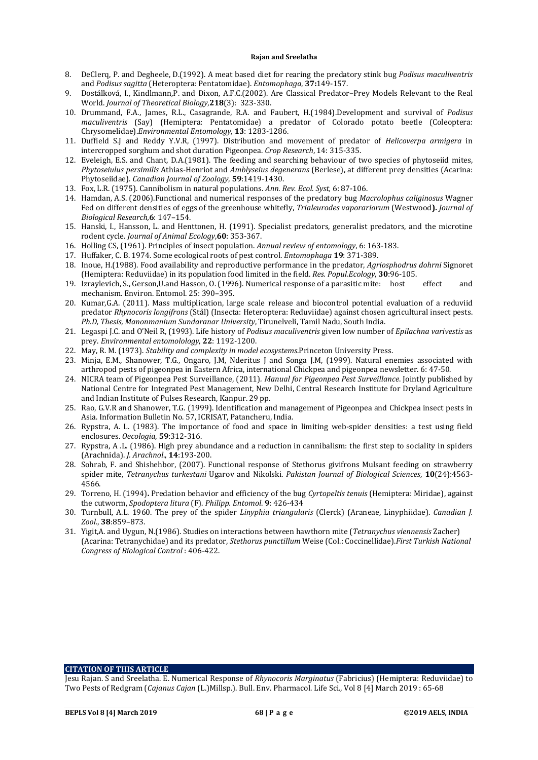8. DeClerq, P. and Degheele, D.(1992). A meat based diet for rearing the predatory stink bug *Podisus maculiventris* and *Podisus sagitta* (Heteroptera: Pentatomidae). *Entomophaga*, **37:**149-157.
9. Dostálková, I., Kindlmann,P. and Dixon, A.F.C.(2002). Are Classical Predator–Prey Models Relevant to the Real World. *Journal of Theoretical Biology*,**218**(3): 323-330.
10. Drummand, F.A., James, R.L., Casagrande, R.A. and Faubert, H.(1984).Development and survival of *Podisus maculiventris* (Say) (Hemiptera: Pentatomidae) a predator of Colorado potato beetle (Coleoptera: Chrysomelidae).*Environmental Entomology*, **13**: 1283-1286.
11. Duffield S.J and Reddy Y.V.R, (1997). Distribution and movement of predator of *Helicoverpa armigera* in intercropped sorghum and shot duration Pigeonpea. *Crop Research*, 14: 315-335.
12. Eveleigh, E.S. and Chant, D.A.(1981). The feeding and searching behaviour of two species of phytoseiid mites, *Phytoseiulus persimilis* Athias-Henriot and *Amblyseius degenerans* (Berlese), at different prey densities (Acarina: Phytoseiidae). *Canadian Journal of Zoology*, **59**:1419-1430.
13. Fox, L.R. (1975). Cannibolism in natural populations. *Ann. Rev. Ecol. Syst,* 6: 87-106.
14. Hamdan, A.S. (2006).Functional and numerical responses of the predatory bug *Macrolophus caliginosus* Wagner Fed on different densities of eggs of the greenhouse whitefly, *Trialeurodes vaporariorum* (Westwood**).** *Journal of Biological Research*,**6**: 147–154.
15. Hanski, I., Hansson, L. and Henttonen, H. (1991). Specialist predators, generalist predators, and the microtine rodent cycle. *Journal of Animal Ecology*,**60**: 353-367.
16. Holling CS, (1961). Principles of insect population. *Annual review of entomology*, 6: 163-183.
17. Huffaker, C. B. 1974. Some ecological roots of pest control. *Entomophaga* **19**: 371-389.
18. Inoue, H.(1988). Food availability and reproductive performance in the predator, *Agriosphodrus dohrni* Signoret (Hemiptera: Reduviidae) in its population food limited in the field. *Res. Popul.Ecology*, **30**:96-105.
19. Izraylevich, S., Gerson,U.and Hasson, O. (1996). Numerical response of a parasitic mite: host effect and mechanism. Environ. Entomol. 25: 390–395.
20. Kumar,G.A. (2011). Mass multiplication, large scale release and biocontrol potential evaluation of a reduviid predator *Rhynocoris longifrons* (Stål) (Insecta: Heteroptera: Reduviidae) against chosen agricultural insect pests. *Ph.D, Thesis, Manonmanium Sundaranar University*, Tirunelveli, Tamil Nadu, South India.
21. Legaspi J.C. and O'Neil R, (1993). Life history of *Podisus maculiventris* given low number of *Epilachna varivestis* as prey. *Environmental entomolology*, **22**: 1192-1200.
22. May, R. M. (1973). *Stability and complexity in model ecosystems*.Princeton University Press.
23. Minja, E.M., Shanower, T.G., Ongaro, J.M, Nderitus J and Songa J.M, (1999). Natural enemies associated with arthropod pests of pigeonpea in Eastern Africa, international Chickpea and pigeonpea newsletter. 6: 47-50.
24. NICRA team of Pigeonpea Pest Surveillance, (2011). *Manual for Pigeonpea Pest Surveillance*. Jointly published by National Centre for Integrated Pest Management, New Delhi, Central Research Institute for Dryland Agriculture and Indian Institute of Pulses Research, Kanpur. 29 pp.
25. Rao, G.V.R and Shanower, T.G. (1999). Identification and management of Pigeonpea and Chickpea insect pests in Asia. Information Bulletin No. 57, ICRISAT, Patancheru, India.
26. Rypstra, A. L. (1983). The importance of food and space in limiting web-spider densities: a test using field enclosures. *Oecologia*, **59**:312-316.
27. Rypstra, A .L. (1986). High prey abundance and a reduction in cannibalism: the first step to sociality in spiders (Arachnida). *J. Arachnol*., **14**:193-200.
28. Sohrab, F. and Shishehbor, (2007). Functional response of Stethorus givifrons Mulsant feeding on strawberry spider mite, *Tetranychus turkestani* Ugarov and Nikolski. *Pakistan Journal of Biological Sciences*, **10**(24):4563-4566.
29. Torreno, H. (1994)**.** Predation behavior and efficiency of the bug *Cyrtopeltis tenuis* (Hemiptera: Miridae), against the cutworm, *Spodoptera litura* (F). *Philipp. Entomol*. **9**: 426-434
30. Turnbull, A.L. 1960. The prey of the spider *Linyphia triangularis* (Clerck) (Araneae, Linyphiidae). *Canadian J. Zool*., **38**:859–873.
31. Yigit,A. and Uygun, N.(1986). Studies on interactions between hawthorn mite (*Tetranychus viennensis* Zacher) (Acarina: Tetranychidae) and its predator, *Stethorus punctillum* Weise (Col.: Coccinellidae).*First Turkish National Congress of Biological Control* : 406-422.

**CITATION OF THIS ARTICLE**

Jesu Rajan. S and Sreelatha. E. Numerical Response of *Rhynocoris Marginatus* (Fabricius) (Hemiptera: Reduviidae) to Two Pests of Redgram (*Cajanus Cajan* (L.)Millsp.). Bull. Env. Pharmacol. Life Sci., Vol 8 [4] March 2019 : 65-68